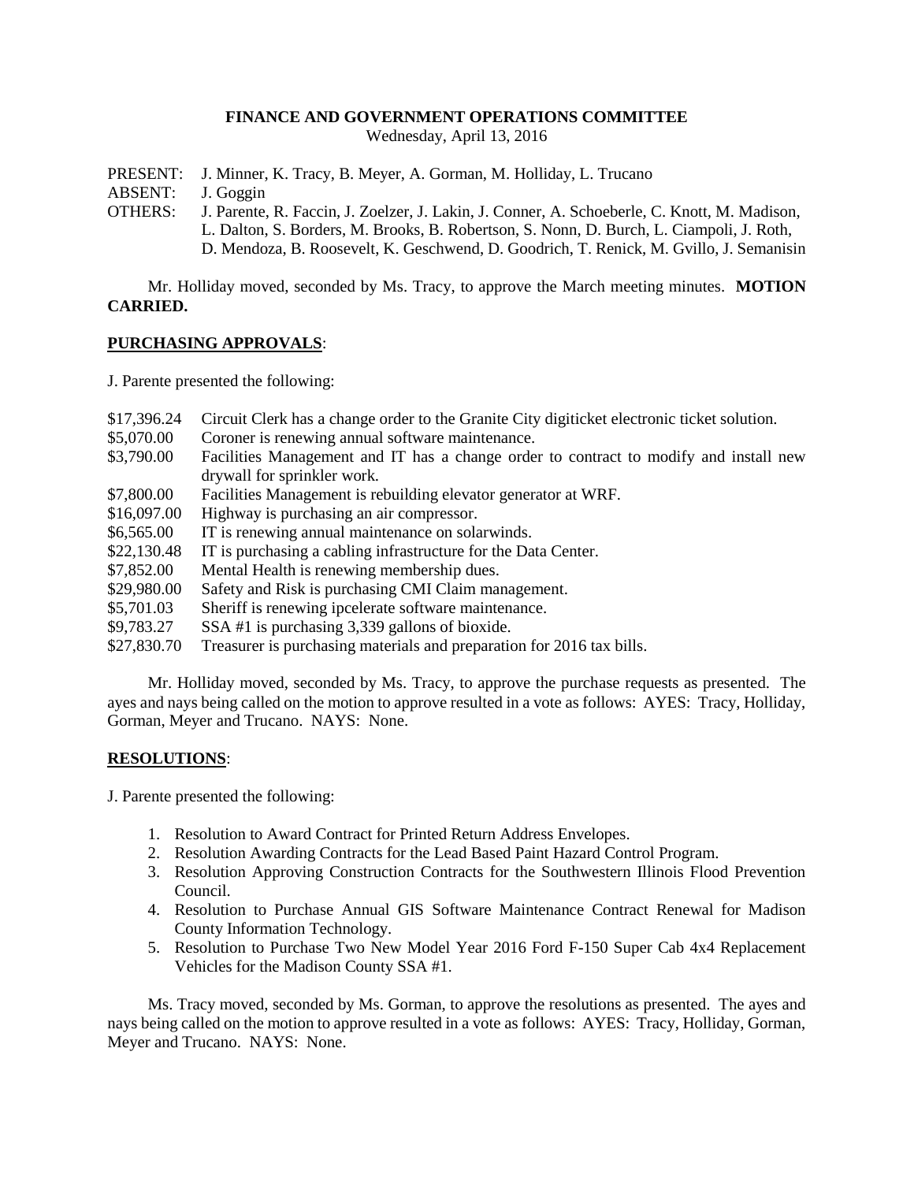**FINANCE AND GOVERNMENT OPERATIONS COMMITTEE**
Wednesday, April 13, 2016

PRESENT: J. Minner, K. Tracy, B. Meyer, A. Gorman, M. Holliday, L. Trucano
ABSENT: J. Goggin
OTHERS: J. Parente, R. Faccin, J. Zoelzer, J. Lakin, J. Conner, A. Schoeberle, C. Knott, M. Madison, L. Dalton, S. Borders, M. Brooks, B. Robertson, S. Nonn, D. Burch, L. Ciampoli, J. Roth, D. Mendoza, B. Roosevelt, K. Geschwend, D. Goodrich, T. Renick, M. Gvillo, J. Semanisin

Mr. Holliday moved, seconded by Ms. Tracy, to approve the March meeting minutes. **MOTION CARRIED.**

**PURCHASING APPROVALS**:

J. Parente presented the following:

$17,396.24 Circuit Clerk has a change order to the Granite City digiticket electronic ticket solution.
$5,070.00 Coroner is renewing annual software maintenance.
$3,790.00 Facilities Management and IT has a change order to contract to modify and install new drywall for sprinkler work.
$7,800.00 Facilities Management is rebuilding elevator generator at WRF.
$16,097.00 Highway is purchasing an air compressor.
$6,565.00 IT is renewing annual maintenance on solarwinds.
$22,130.48 IT is purchasing a cabling infrastructure for the Data Center.
$7,852.00 Mental Health is renewing membership dues.
$29,980.00 Safety and Risk is purchasing CMI Claim management.
$5,701.03 Sheriff is renewing ipcelerate software maintenance.
$9,783.27 SSA #1 is purchasing 3,339 gallons of bioxide.
$27,830.70 Treasurer is purchasing materials and preparation for 2016 tax bills.

Mr. Holliday moved, seconded by Ms. Tracy, to approve the purchase requests as presented. The ayes and nays being called on the motion to approve resulted in a vote as follows: AYES: Tracy, Holliday, Gorman, Meyer and Trucano. NAYS: None.

**RESOLUTIONS**:

J. Parente presented the following:

1. Resolution to Award Contract for Printed Return Address Envelopes.
2. Resolution Awarding Contracts for the Lead Based Paint Hazard Control Program.
3. Resolution Approving Construction Contracts for the Southwestern Illinois Flood Prevention Council.
4. Resolution to Purchase Annual GIS Software Maintenance Contract Renewal for Madison County Information Technology.
5. Resolution to Purchase Two New Model Year 2016 Ford F-150 Super Cab 4x4 Replacement Vehicles for the Madison County SSA #1.

Ms. Tracy moved, seconded by Ms. Gorman, to approve the resolutions as presented. The ayes and nays being called on the motion to approve resulted in a vote as follows: AYES: Tracy, Holliday, Gorman, Meyer and Trucano. NAYS: None.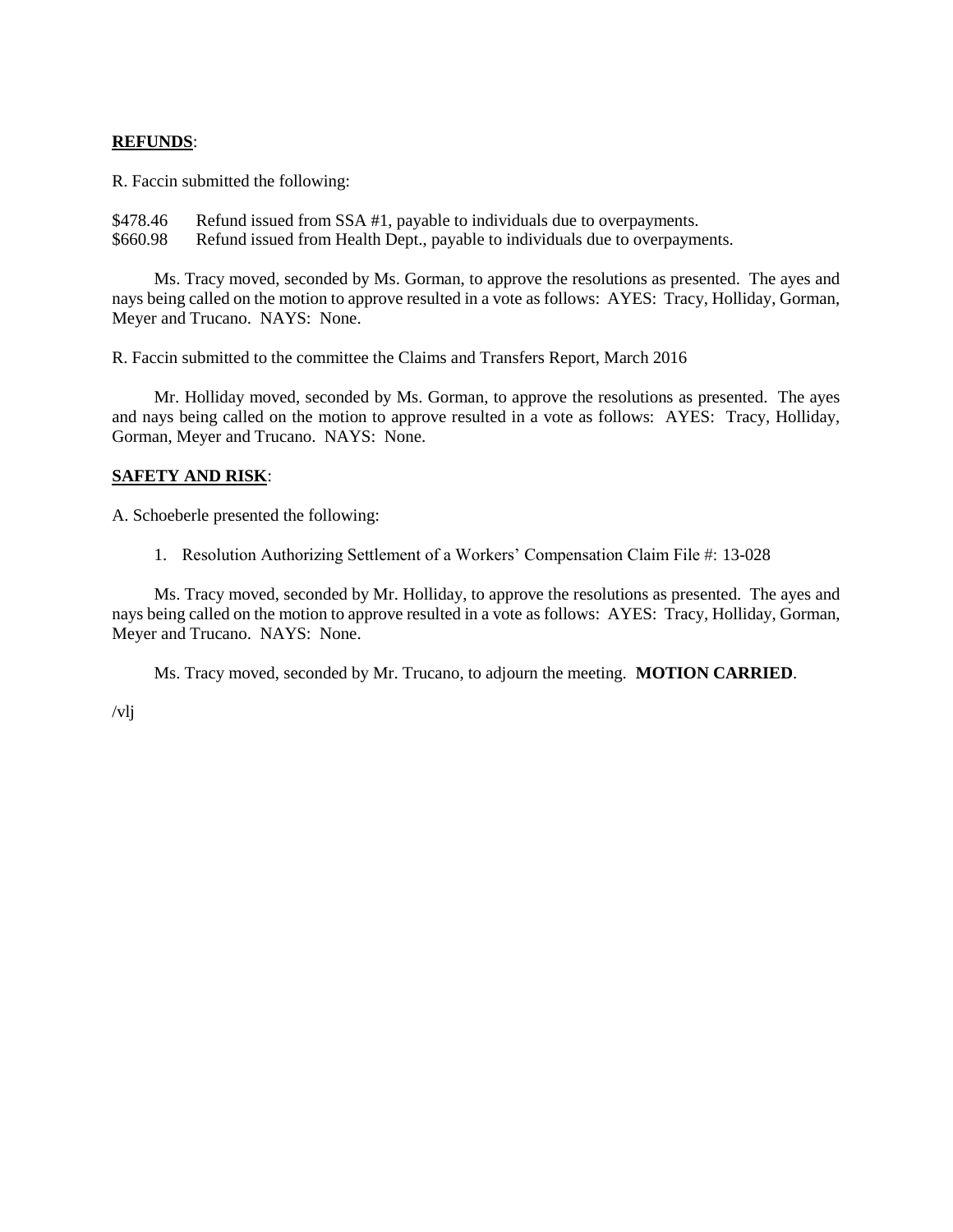**REFUNDS**:

R. Faccin submitted the following:

$478.46 Refund issued from SSA #1, payable to individuals due to overpayments.
$660.98 Refund issued from Health Dept., payable to individuals due to overpayments.

Ms. Tracy moved, seconded by Ms. Gorman, to approve the resolutions as presented. The ayes and nays being called on the motion to approve resulted in a vote as follows: AYES: Tracy, Holliday, Gorman, Meyer and Trucano. NAYS: None.

R. Faccin submitted to the committee the Claims and Transfers Report, March 2016

Mr. Holliday moved, seconded by Ms. Gorman, to approve the resolutions as presented. The ayes and nays being called on the motion to approve resulted in a vote as follows: AYES: Tracy, Holliday, Gorman, Meyer and Trucano. NAYS: None.

**SAFETY AND RISK**:

A. Schoeberle presented the following:

1. Resolution Authorizing Settlement of a Workers' Compensation Claim File #: 13-028

Ms. Tracy moved, seconded by Mr. Holliday, to approve the resolutions as presented. The ayes and nays being called on the motion to approve resulted in a vote as follows: AYES: Tracy, Holliday, Gorman, Meyer and Trucano. NAYS: None.

Ms. Tracy moved, seconded by Mr. Trucano, to adjourn the meeting. **MOTION CARRIED**.

/vlj